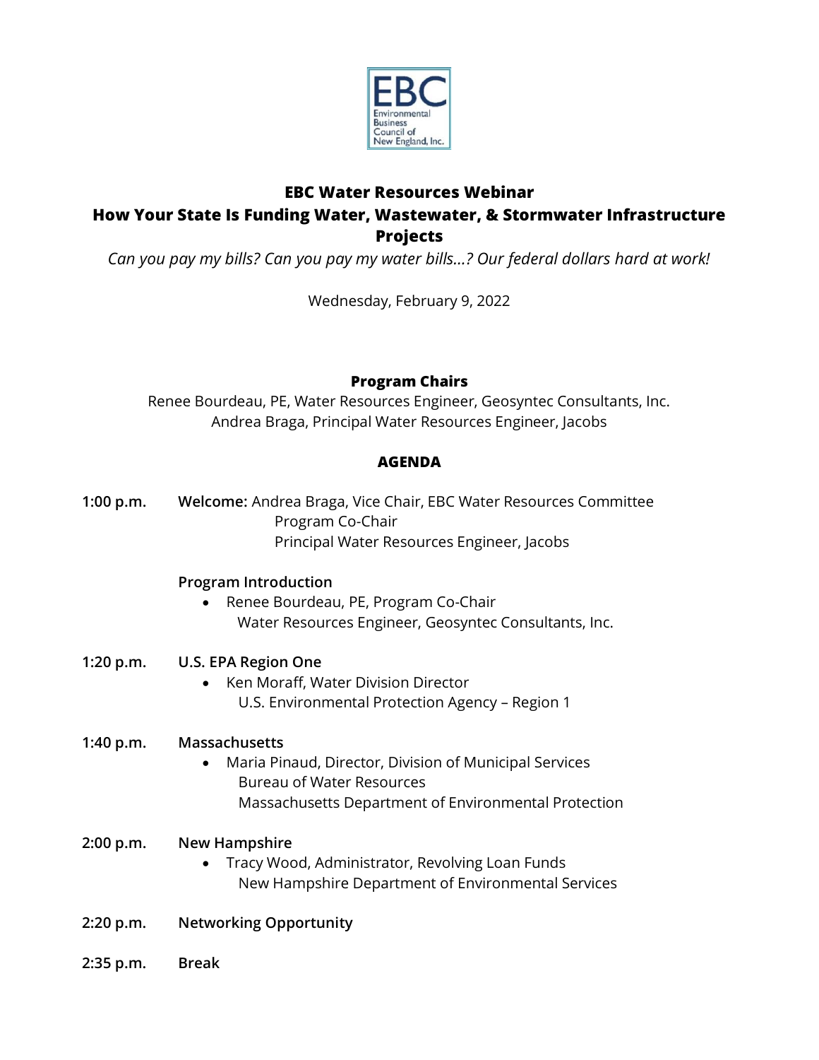EBC Environmental Business Council of New England, Inc.

# EBC Water Resources Webinar

## How Your State Is Funding Water, Wastewater, & Stormwater Infrastructure Projects

*Can you pay my bills? Can you pay my water bills…? Our federal dollars hard at work!*

Wednesday, February 9, 2022

### Program Chairs

Renee Bourdeau, PE, Water Resources Engineer, Geosyntec Consultants, Inc.
Andrea Braga, Principal Water Resources Engineer, Jacobs

### AGENDA

**1:00 p.m.** **Welcome:** Andrea Braga, Vice Chair, EBC Water Resources Committee
Program Co-Chair
Principal Water Resources Engineer, Jacobs

**Program Introduction**

- Renee Bourdeau, PE, Program Co-Chair
  Water Resources Engineer, Geosyntec Consultants, Inc.

**1:20 p.m.** **U.S. EPA Region One**

- Ken Moraff, Water Division Director
  U.S. Environmental Protection Agency – Region 1

**1:40 p.m.** **Massachusetts**

- Maria Pinaud, Director, Division of Municipal Services
  Bureau of Water Resources
  Massachusetts Department of Environmental Protection

**2:00 p.m.** **New Hampshire**

- Tracy Wood, Administrator, Revolving Loan Funds
  New Hampshire Department of Environmental Services

**2:20 p.m.** **Networking Opportunity**

**2:35 p.m.** **Break**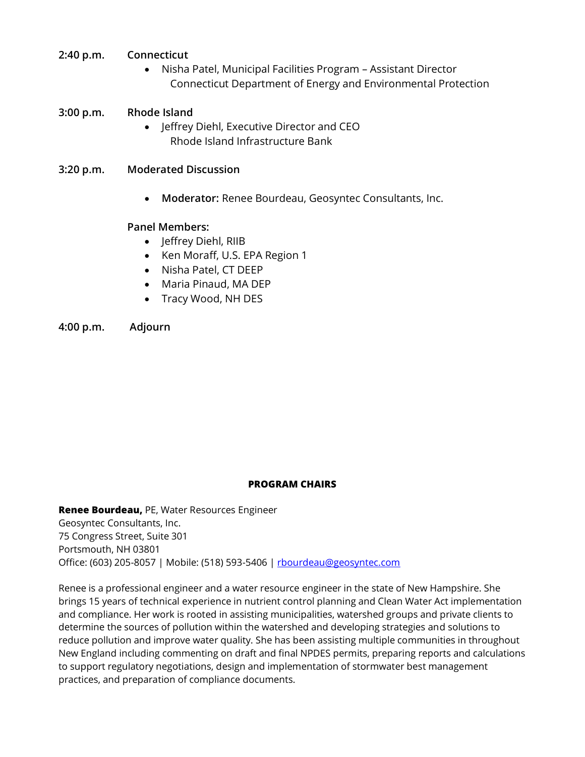**2:40 p.m.** **Connecticut**

- Nisha Patel, Municipal Facilities Program – Assistant Director
  Connecticut Department of Energy and Environmental Protection

**3:00 p.m.** **Rhode Island**

- Jeffrey Diehl, Executive Director and CEO
  Rhode Island Infrastructure Bank

**3:20 p.m.** **Moderated Discussion**

- **Moderator:** Renee Bourdeau, Geosyntec Consultants, Inc.

**Panel Members:**

- Jeffrey Diehl, RIIB
- Ken Moraff, U.S. EPA Region 1
- Nisha Patel, CT DEEP
- Maria Pinaud, MA DEP
- Tracy Wood, NH DES

**4:00 p.m.** **Adjourn**

## PROGRAM CHAIRS

**Renee Bourdeau,** PE, Water Resources Engineer
Geosyntec Consultants, Inc.
75 Congress Street, Suite 301
Portsmouth, NH 03801
Office: (603) 205-8057 | Mobile: (518) 593-5406 | rbourdeau@geosyntec.com

Renee is a professional engineer and a water resource engineer in the state of New Hampshire. She brings 15 years of technical experience in nutrient control planning and Clean Water Act implementation and compliance. Her work is rooted in assisting municipalities, watershed groups and private clients to determine the sources of pollution within the watershed and developing strategies and solutions to reduce pollution and improve water quality. She has been assisting multiple communities in throughout New England including commenting on draft and final NPDES permits, preparing reports and calculations to support regulatory negotiations, design and implementation of stormwater best management practices, and preparation of compliance documents.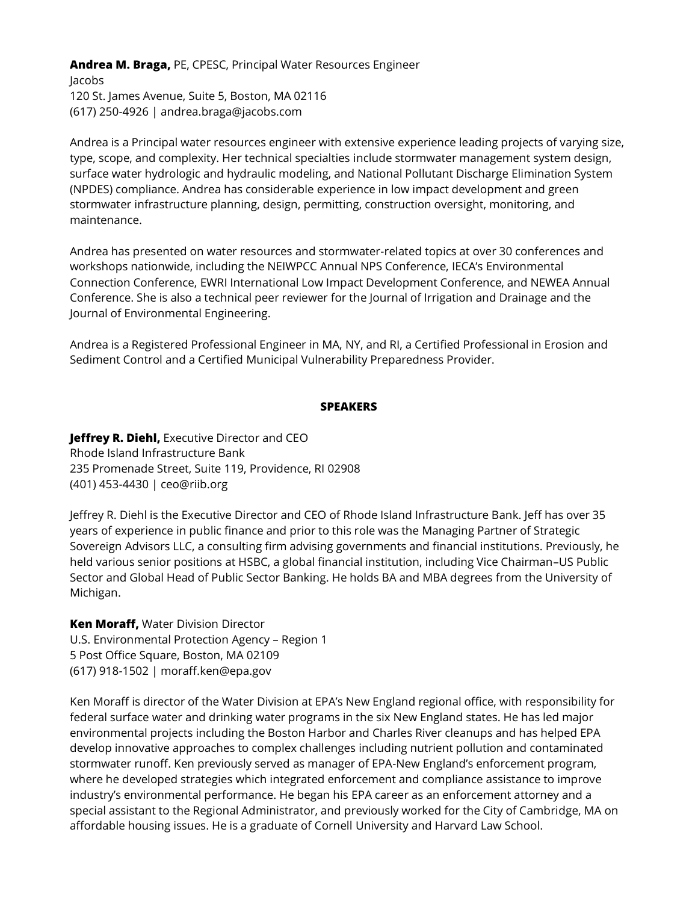**Andrea M. Braga,** PE, CPESC, Principal Water Resources Engineer
Jacobs
120 St. James Avenue, Suite 5, Boston, MA 02116
(617) 250-4926 | andrea.braga@jacobs.com

Andrea is a Principal water resources engineer with extensive experience leading projects of varying size, type, scope, and complexity. Her technical specialties include stormwater management system design, surface water hydrologic and hydraulic modeling, and National Pollutant Discharge Elimination System (NPDES) compliance. Andrea has considerable experience in low impact development and green stormwater infrastructure planning, design, permitting, construction oversight, monitoring, and maintenance.

Andrea has presented on water resources and stormwater-related topics at over 30 conferences and workshops nationwide, including the NEIWPCC Annual NPS Conference, IECA's Environmental Connection Conference, EWRI International Low Impact Development Conference, and NEWEA Annual Conference. She is also a technical peer reviewer for the Journal of Irrigation and Drainage and the Journal of Environmental Engineering.

Andrea is a Registered Professional Engineer in MA, NY, and RI, a Certified Professional in Erosion and Sediment Control and a Certified Municipal Vulnerability Preparedness Provider.

## SPEAKERS

**Jeffrey R. Diehl,** Executive Director and CEO
Rhode Island Infrastructure Bank
235 Promenade Street, Suite 119, Providence, RI 02908
(401) 453-4430 | ceo@riib.org

Jeffrey R. Diehl is the Executive Director and CEO of Rhode Island Infrastructure Bank. Jeff has over 35 years of experience in public finance and prior to this role was the Managing Partner of Strategic Sovereign Advisors LLC, a consulting firm advising governments and financial institutions. Previously, he held various senior positions at HSBC, a global financial institution, including Vice Chairman–US Public Sector and Global Head of Public Sector Banking. He holds BA and MBA degrees from the University of Michigan.

**Ken Moraff,** Water Division Director
U.S. Environmental Protection Agency – Region 1
5 Post Office Square, Boston, MA 02109
(617) 918-1502 | moraff.ken@epa.gov

Ken Moraff is director of the Water Division at EPA's New England regional office, with responsibility for federal surface water and drinking water programs in the six New England states. He has led major environmental projects including the Boston Harbor and Charles River cleanups and has helped EPA develop innovative approaches to complex challenges including nutrient pollution and contaminated stormwater runoff. Ken previously served as manager of EPA-New England's enforcement program, where he developed strategies which integrated enforcement and compliance assistance to improve industry's environmental performance. He began his EPA career as an enforcement attorney and a special assistant to the Regional Administrator, and previously worked for the City of Cambridge, MA on affordable housing issues. He is a graduate of Cornell University and Harvard Law School.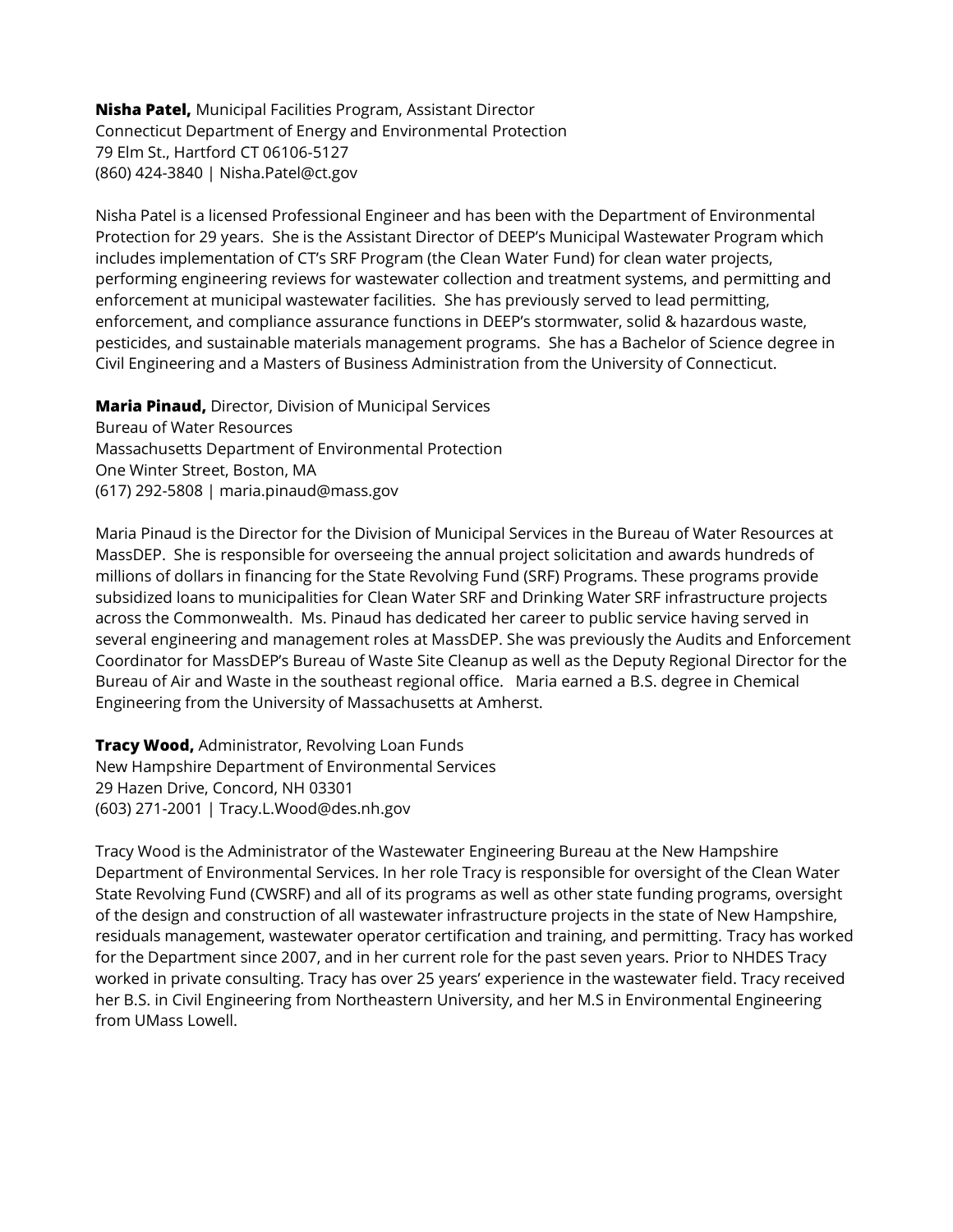**Nisha Patel,** Municipal Facilities Program, Assistant Director
Connecticut Department of Energy and Environmental Protection
79 Elm St., Hartford CT 06106-5127
(860) 424-3840 | Nisha.Patel@ct.gov

Nisha Patel is a licensed Professional Engineer and has been with the Department of Environmental Protection for 29 years. She is the Assistant Director of DEEP's Municipal Wastewater Program which includes implementation of CT's SRF Program (the Clean Water Fund) for clean water projects, performing engineering reviews for wastewater collection and treatment systems, and permitting and enforcement at municipal wastewater facilities. She has previously served to lead permitting, enforcement, and compliance assurance functions in DEEP's stormwater, solid & hazardous waste, pesticides, and sustainable materials management programs. She has a Bachelor of Science degree in Civil Engineering and a Masters of Business Administration from the University of Connecticut.

**Maria Pinaud,** Director, Division of Municipal Services
Bureau of Water Resources
Massachusetts Department of Environmental Protection
One Winter Street, Boston, MA
(617) 292-5808 | maria.pinaud@mass.gov

Maria Pinaud is the Director for the Division of Municipal Services in the Bureau of Water Resources at MassDEP. She is responsible for overseeing the annual project solicitation and awards hundreds of millions of dollars in financing for the State Revolving Fund (SRF) Programs. These programs provide subsidized loans to municipalities for Clean Water SRF and Drinking Water SRF infrastructure projects across the Commonwealth. Ms. Pinaud has dedicated her career to public service having served in several engineering and management roles at MassDEP. She was previously the Audits and Enforcement Coordinator for MassDEP's Bureau of Waste Site Cleanup as well as the Deputy Regional Director for the Bureau of Air and Waste in the southeast regional office. Maria earned a B.S. degree in Chemical Engineering from the University of Massachusetts at Amherst.

**Tracy Wood,** Administrator, Revolving Loan Funds
New Hampshire Department of Environmental Services
29 Hazen Drive, Concord, NH 03301
(603) 271-2001 | Tracy.L.Wood@des.nh.gov

Tracy Wood is the Administrator of the Wastewater Engineering Bureau at the New Hampshire Department of Environmental Services. In her role Tracy is responsible for oversight of the Clean Water State Revolving Fund (CWSRF) and all of its programs as well as other state funding programs, oversight of the design and construction of all wastewater infrastructure projects in the state of New Hampshire, residuals management, wastewater operator certification and training, and permitting. Tracy has worked for the Department since 2007, and in her current role for the past seven years. Prior to NHDES Tracy worked in private consulting. Tracy has over 25 years' experience in the wastewater field. Tracy received her B.S. in Civil Engineering from Northeastern University, and her M.S in Environmental Engineering from UMass Lowell.